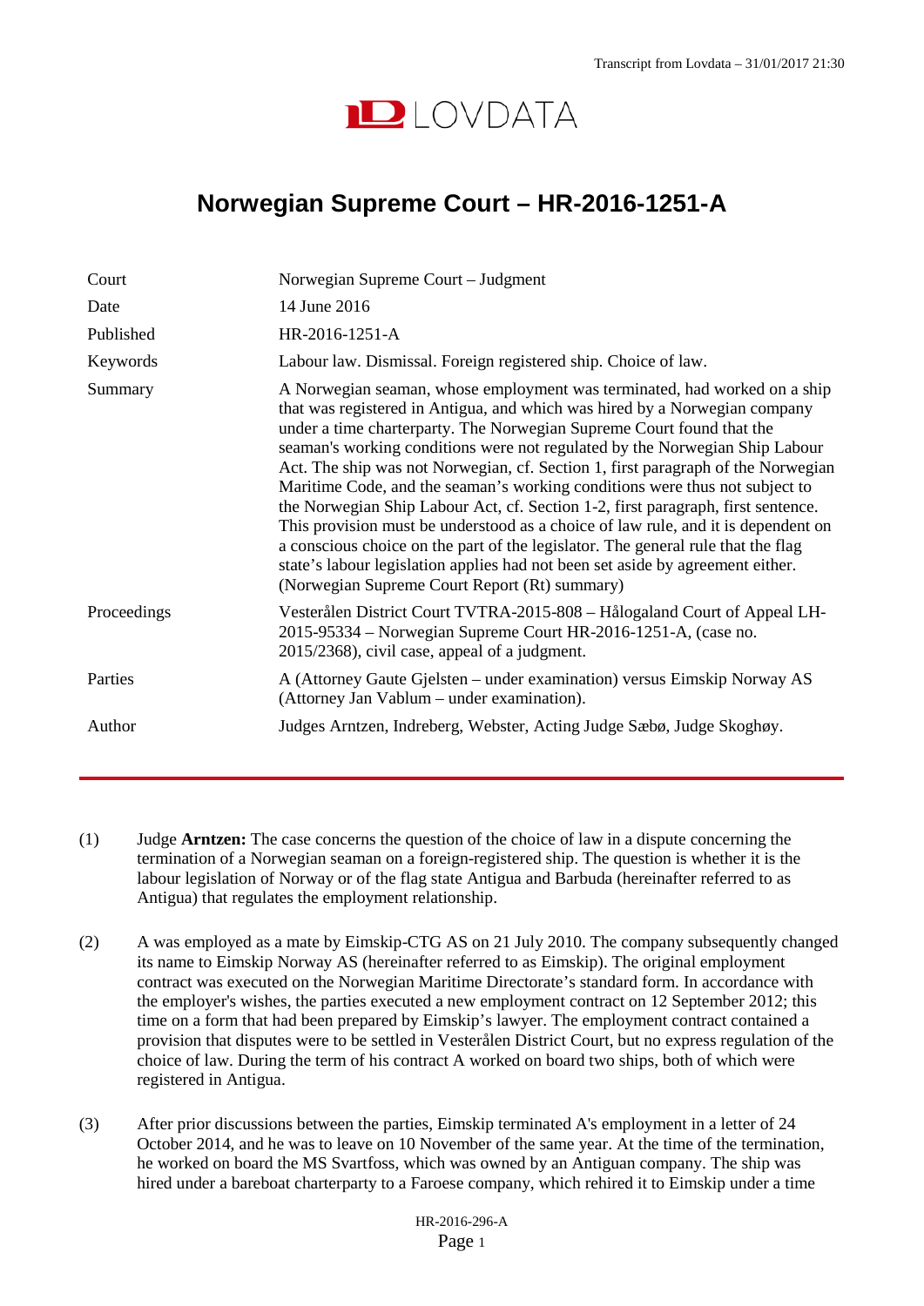# Norwegian Supreme Court – HR-2016-1251-A

| | |
|---|---|
| Court | Norwegian Supreme Court – Judgment |
| Date | 14 June 2016 |
| Published | HR-2016-1251-A |
| Keywords | Labour law. Dismissal. Foreign registered ship. Choice of law. |
| Summary | A Norwegian seaman, whose employment was terminated, had worked on a ship that was registered in Antigua, and which was hired by a Norwegian company under a time charterparty. The Norwegian Supreme Court found that the seaman's working conditions were not regulated by the Norwegian Ship Labour Act. The ship was not Norwegian, cf. Section 1, first paragraph of the Norwegian Maritime Code, and the seaman's working conditions were thus not subject to the Norwegian Ship Labour Act, cf. Section 1-2, first paragraph, first sentence. This provision must be understood as a choice of law rule, and it is dependent on a conscious choice on the part of the legislator. The general rule that the flag state's labour legislation applies had not been set aside by agreement either. (Norwegian Supreme Court Report (Rt) summary) |
| Proceedings | Vesterålen District Court TVTRA-2015-808 – Hålogaland Court of Appeal LH-2015-95334 – Norwegian Supreme Court HR-2016-1251-A, (case no. 2015/2368), civil case, appeal of a judgment. |
| Parties | A (Attorney Gaute Gjelsten – under examination) versus Eimskip Norway AS (Attorney Jan Vablum – under examination). |
| Author | Judges Arntzen, Indreberg, Webster, Acting Judge Sæbø, Judge Skoghøy. |

(1) Judge **Arntzen:** The case concerns the question of the choice of law in a dispute concerning the termination of a Norwegian seaman on a foreign-registered ship. The question is whether it is the labour legislation of Norway or of the flag state Antigua and Barbuda (hereinafter referred to as Antigua) that regulates the employment relationship.

(2) A was employed as a mate by Eimskip-CTG AS on 21 July 2010. The company subsequently changed its name to Eimskip Norway AS (hereinafter referred to as Eimskip). The original employment contract was executed on the Norwegian Maritime Directorate's standard form. In accordance with the employer's wishes, the parties executed a new employment contract on 12 September 2012; this time on a form that had been prepared by Eimskip's lawyer. The employment contract contained a provision that disputes were to be settled in Vesterålen District Court, but no express regulation of the choice of law. During the term of his contract A worked on board two ships, both of which were registered in Antigua.

(3) After prior discussions between the parties, Eimskip terminated A's employment in a letter of 24 October 2014, and he was to leave on 10 November of the same year. At the time of the termination, he worked on board the MS Svartfoss, which was owned by an Antiguan company. The ship was hired under a bareboat charterparty to a Faroese company, which rehired it to Eimskip under a time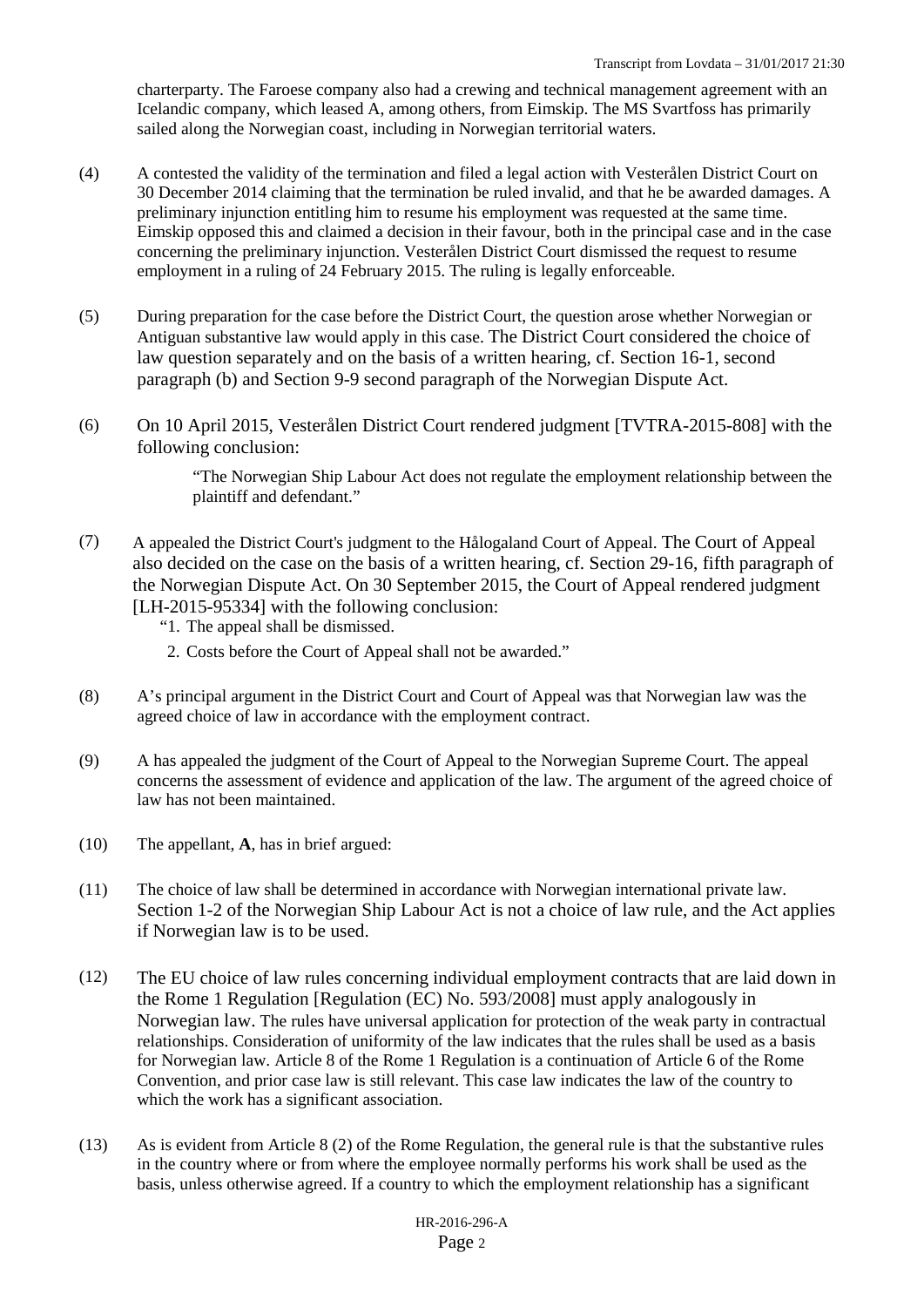charterparty. The Faroese company also had a crewing and technical management agreement with an Icelandic company, which leased A, among others, from Eimskip. The MS Svartfoss has primarily sailed along the Norwegian coast, including in Norwegian territorial waters.

(4) A contested the validity of the termination and filed a legal action with Vesterålen District Court on 30 December 2014 claiming that the termination be ruled invalid, and that he be awarded damages. A preliminary injunction entitling him to resume his employment was requested at the same time. Eimskip opposed this and claimed a decision in their favour, both in the principal case and in the case concerning the preliminary injunction. Vesterålen District Court dismissed the request to resume employment in a ruling of 24 February 2015. The ruling is legally enforceable.

(5) During preparation for the case before the District Court, the question arose whether Norwegian or Antiguan substantive law would apply in this case. The District Court considered the choice of law question separately and on the basis of a written hearing, cf. Section 16-1, second paragraph (b) and Section 9-9 second paragraph of the Norwegian Dispute Act.

(6) On 10 April 2015, Vesterålen District Court rendered judgment [TVTRA-2015-808] with the following conclusion:

> "The Norwegian Ship Labour Act does not regulate the employment relationship between the plaintiff and defendant."

(7) A appealed the District Court's judgment to the Hålogaland Court of Appeal. The Court of Appeal also decided on the case on the basis of a written hearing, cf. Section 29-16, fifth paragraph of the Norwegian Dispute Act. On 30 September 2015, the Court of Appeal rendered judgment [LH-2015-95334] with the following conclusion:

> "1. The appeal shall be dismissed.
>
> 2. Costs before the Court of Appeal shall not be awarded."

(8) A's principal argument in the District Court and Court of Appeal was that Norwegian law was the agreed choice of law in accordance with the employment contract.

(9) A has appealed the judgment of the Court of Appeal to the Norwegian Supreme Court. The appeal concerns the assessment of evidence and application of the law. The argument of the agreed choice of law has not been maintained.

(10) The appellant, **A**, has in brief argued:

(11) The choice of law shall be determined in accordance with Norwegian international private law. Section 1-2 of the Norwegian Ship Labour Act is not a choice of law rule, and the Act applies if Norwegian law is to be used.

(12) The EU choice of law rules concerning individual employment contracts that are laid down in the Rome 1 Regulation [Regulation (EC) No. 593/2008] must apply analogously in Norwegian law. The rules have universal application for protection of the weak party in contractual relationships. Consideration of uniformity of the law indicates that the rules shall be used as a basis for Norwegian law. Article 8 of the Rome 1 Regulation is a continuation of Article 6 of the Rome Convention, and prior case law is still relevant. This case law indicates the law of the country to which the work has a significant association.

(13) As is evident from Article 8 (2) of the Rome Regulation, the general rule is that the substantive rules in the country where or from where the employee normally performs his work shall be used as the basis, unless otherwise agreed. If a country to which the employment relationship has a significant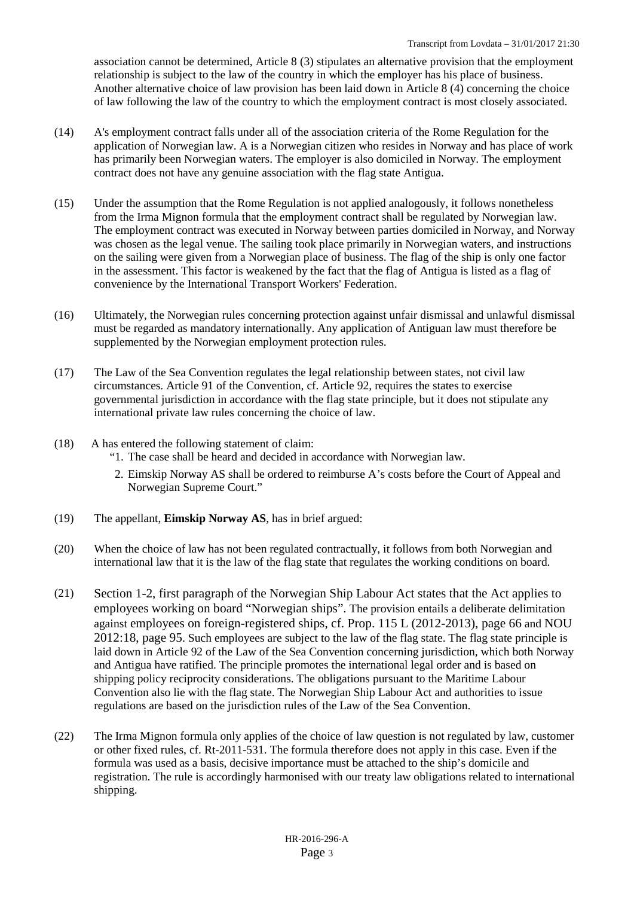association cannot be determined, Article 8 (3) stipulates an alternative provision that the employment relationship is subject to the law of the country in which the employer has his place of business. Another alternative choice of law provision has been laid down in Article 8 (4) concerning the choice of law following the law of the country to which the employment contract is most closely associated.

(14) A's employment contract falls under all of the association criteria of the Rome Regulation for the application of Norwegian law. A is a Norwegian citizen who resides in Norway and has place of work has primarily been Norwegian waters. The employer is also domiciled in Norway. The employment contract does not have any genuine association with the flag state Antigua.

(15) Under the assumption that the Rome Regulation is not applied analogously, it follows nonetheless from the Irma Mignon formula that the employment contract shall be regulated by Norwegian law. The employment contract was executed in Norway between parties domiciled in Norway, and Norway was chosen as the legal venue. The sailing took place primarily in Norwegian waters, and instructions on the sailing were given from a Norwegian place of business. The flag of the ship is only one factor in the assessment. This factor is weakened by the fact that the flag of Antigua is listed as a flag of convenience by the International Transport Workers' Federation.

(16) Ultimately, the Norwegian rules concerning protection against unfair dismissal and unlawful dismissal must be regarded as mandatory internationally. Any application of Antiguan law must therefore be supplemented by the Norwegian employment protection rules.

(17) The Law of the Sea Convention regulates the legal relationship between states, not civil law circumstances. Article 91 of the Convention, cf. Article 92, requires the states to exercise governmental jurisdiction in accordance with the flag state principle, but it does not stipulate any international private law rules concerning the choice of law.

(18) A has entered the following statement of claim:

"1. The case shall be heard and decided in accordance with Norwegian law.

2. Eimskip Norway AS shall be ordered to reimburse A's costs before the Court of Appeal and Norwegian Supreme Court."

(19) The appellant, **Eimskip Norway AS**, has in brief argued:

(20) When the choice of law has not been regulated contractually, it follows from both Norwegian and international law that it is the law of the flag state that regulates the working conditions on board.

(21) Section 1-2, first paragraph of the Norwegian Ship Labour Act states that the Act applies to employees working on board "Norwegian ships". The provision entails a deliberate delimitation against employees on foreign-registered ships, cf. Prop. 115 L (2012-2013), page 66 and NOU 2012:18, page 95. Such employees are subject to the law of the flag state. The flag state principle is laid down in Article 92 of the Law of the Sea Convention concerning jurisdiction, which both Norway and Antigua have ratified. The principle promotes the international legal order and is based on shipping policy reciprocity considerations. The obligations pursuant to the Maritime Labour Convention also lie with the flag state. The Norwegian Ship Labour Act and authorities to issue regulations are based on the jurisdiction rules of the Law of the Sea Convention.

(22) The Irma Mignon formula only applies of the choice of law question is not regulated by law, customer or other fixed rules, cf. Rt-2011-531. The formula therefore does not apply in this case. Even if the formula was used as a basis, decisive importance must be attached to the ship's domicile and registration. The rule is accordingly harmonised with our treaty law obligations related to international shipping.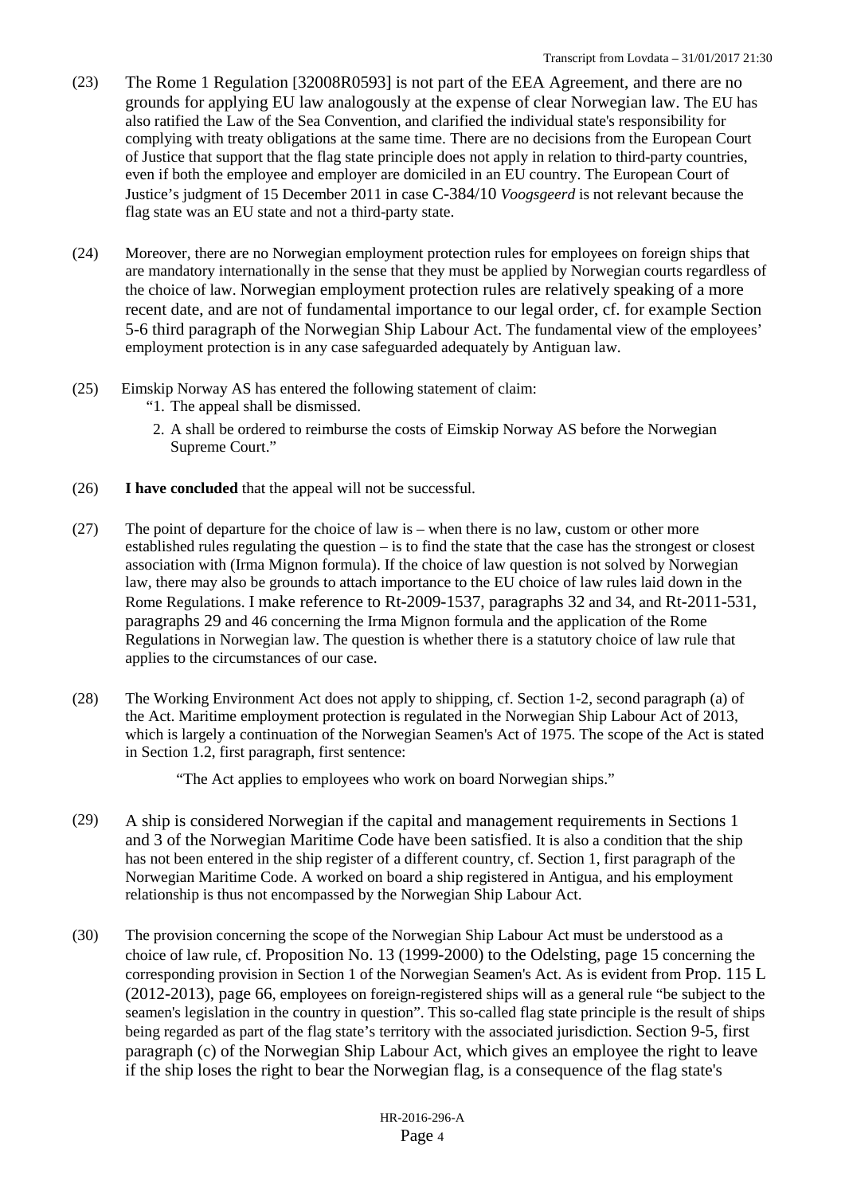(23) The Rome 1 Regulation [32008R0593] is not part of the EEA Agreement, and there are no grounds for applying EU law analogously at the expense of clear Norwegian law. The EU has also ratified the Law of the Sea Convention, and clarified the individual state's responsibility for complying with treaty obligations at the same time. There are no decisions from the European Court of Justice that support that the flag state principle does not apply in relation to third-party countries, even if both the employee and employer are domiciled in an EU country. The European Court of Justice's judgment of 15 December 2011 in case C-384/10 *Voogsgeerd* is not relevant because the flag state was an EU state and not a third-party state.

(24) Moreover, there are no Norwegian employment protection rules for employees on foreign ships that are mandatory internationally in the sense that they must be applied by Norwegian courts regardless of the choice of law. Norwegian employment protection rules are relatively speaking of a more recent date, and are not of fundamental importance to our legal order, cf. for example Section 5-6 third paragraph of the Norwegian Ship Labour Act. The fundamental view of the employees' employment protection is in any case safeguarded adequately by Antiguan law.

(25) Eimskip Norway AS has entered the following statement of claim:

"1. The appeal shall be dismissed.

2. A shall be ordered to reimburse the costs of Eimskip Norway AS before the Norwegian Supreme Court."

(26) **I have concluded** that the appeal will not be successful.

(27) The point of departure for the choice of law is – when there is no law, custom or other more established rules regulating the question – is to find the state that the case has the strongest or closest association with (Irma Mignon formula). If the choice of law question is not solved by Norwegian law, there may also be grounds to attach importance to the EU choice of law rules laid down in the Rome Regulations. I make reference to Rt-2009-1537, paragraphs 32 and 34, and Rt-2011-531, paragraphs 29 and 46 concerning the Irma Mignon formula and the application of the Rome Regulations in Norwegian law. The question is whether there is a statutory choice of law rule that applies to the circumstances of our case.

(28) The Working Environment Act does not apply to shipping, cf. Section 1-2, second paragraph (a) of the Act. Maritime employment protection is regulated in the Norwegian Ship Labour Act of 2013, which is largely a continuation of the Norwegian Seamen's Act of 1975. The scope of the Act is stated in Section 1.2, first paragraph, first sentence:

"The Act applies to employees who work on board Norwegian ships."

(29) A ship is considered Norwegian if the capital and management requirements in Sections 1 and 3 of the Norwegian Maritime Code have been satisfied. It is also a condition that the ship has not been entered in the ship register of a different country, cf. Section 1, first paragraph of the Norwegian Maritime Code. A worked on board a ship registered in Antigua, and his employment relationship is thus not encompassed by the Norwegian Ship Labour Act.

(30) The provision concerning the scope of the Norwegian Ship Labour Act must be understood as a choice of law rule, cf. Proposition No. 13 (1999-2000) to the Odelsting, page 15 concerning the corresponding provision in Section 1 of the Norwegian Seamen's Act. As is evident from Prop. 115 L (2012-2013), page 66, employees on foreign-registered ships will as a general rule "be subject to the seamen's legislation in the country in question". This so-called flag state principle is the result of ships being regarded as part of the flag state's territory with the associated jurisdiction. Section 9-5, first paragraph (c) of the Norwegian Ship Labour Act, which gives an employee the right to leave if the ship loses the right to bear the Norwegian flag, is a consequence of the flag state's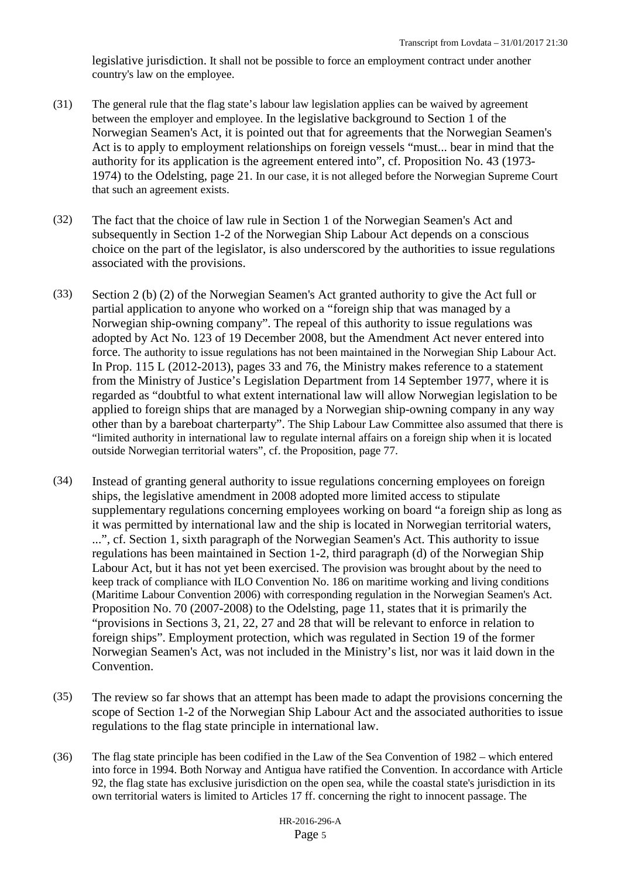legislative jurisdiction. It shall not be possible to force an employment contract under another country's law on the employee.

(31) The general rule that the flag state's labour law legislation applies can be waived by agreement between the employer and employee. In the legislative background to Section 1 of the Norwegian Seamen's Act, it is pointed out that for agreements that the Norwegian Seamen's Act is to apply to employment relationships on foreign vessels "must... bear in mind that the authority for its application is the agreement entered into", cf. Proposition No. 43 (1973-1974) to the Odelsting, page 21. In our case, it is not alleged before the Norwegian Supreme Court that such an agreement exists.

(32) The fact that the choice of law rule in Section 1 of the Norwegian Seamen's Act and subsequently in Section 1-2 of the Norwegian Ship Labour Act depends on a conscious choice on the part of the legislator, is also underscored by the authorities to issue regulations associated with the provisions.

(33) Section 2 (b) (2) of the Norwegian Seamen's Act granted authority to give the Act full or partial application to anyone who worked on a "foreign ship that was managed by a Norwegian ship-owning company". The repeal of this authority to issue regulations was adopted by Act No. 123 of 19 December 2008, but the Amendment Act never entered into force. The authority to issue regulations has not been maintained in the Norwegian Ship Labour Act. In Prop. 115 L (2012-2013), pages 33 and 76, the Ministry makes reference to a statement from the Ministry of Justice's Legislation Department from 14 September 1977, where it is regarded as "doubtful to what extent international law will allow Norwegian legislation to be applied to foreign ships that are managed by a Norwegian ship-owning company in any way other than by a bareboat charterparty". The Ship Labour Law Committee also assumed that there is "limited authority in international law to regulate internal affairs on a foreign ship when it is located outside Norwegian territorial waters", cf. the Proposition, page 77.

(34) Instead of granting general authority to issue regulations concerning employees on foreign ships, the legislative amendment in 2008 adopted more limited access to stipulate supplementary regulations concerning employees working on board "a foreign ship as long as it was permitted by international law and the ship is located in Norwegian territorial waters, ...", cf. Section 1, sixth paragraph of the Norwegian Seamen's Act. This authority to issue regulations has been maintained in Section 1-2, third paragraph (d) of the Norwegian Ship Labour Act, but it has not yet been exercised. The provision was brought about by the need to keep track of compliance with ILO Convention No. 186 on maritime working and living conditions (Maritime Labour Convention 2006) with corresponding regulation in the Norwegian Seamen's Act. Proposition No. 70 (2007-2008) to the Odelsting, page 11, states that it is primarily the "provisions in Sections 3, 21, 22, 27 and 28 that will be relevant to enforce in relation to foreign ships". Employment protection, which was regulated in Section 19 of the former Norwegian Seamen's Act, was not included in the Ministry's list, nor was it laid down in the Convention.

(35) The review so far shows that an attempt has been made to adapt the provisions concerning the scope of Section 1-2 of the Norwegian Ship Labour Act and the associated authorities to issue regulations to the flag state principle in international law.

(36) The flag state principle has been codified in the Law of the Sea Convention of 1982 – which entered into force in 1994. Both Norway and Antigua have ratified the Convention. In accordance with Article 92, the flag state has exclusive jurisdiction on the open sea, while the coastal state's jurisdiction in its own territorial waters is limited to Articles 17 ff. concerning the right to innocent passage. The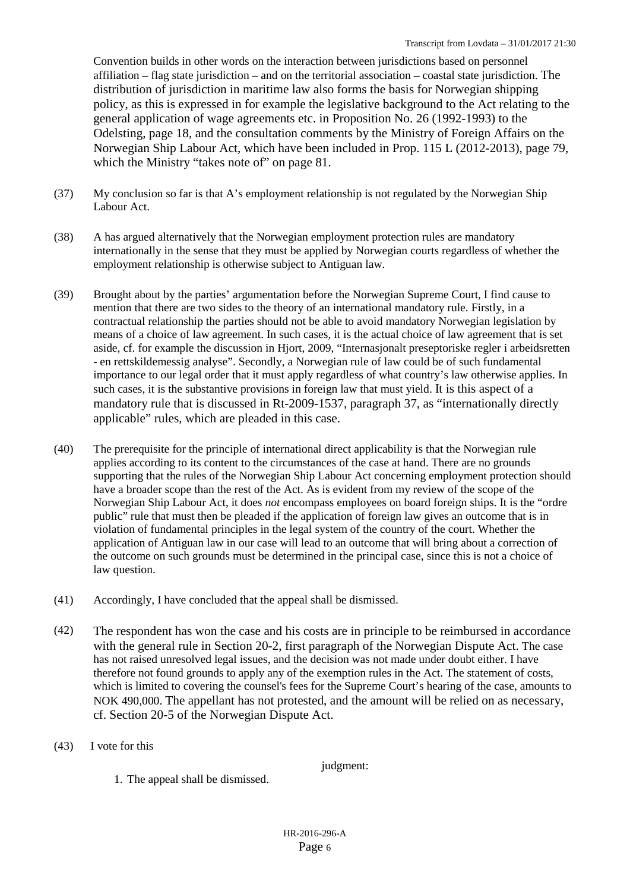Convention builds in other words on the interaction between jurisdictions based on personnel affiliation – flag state jurisdiction – and on the territorial association – coastal state jurisdiction. The distribution of jurisdiction in maritime law also forms the basis for Norwegian shipping policy, as this is expressed in for example the legislative background to the Act relating to the general application of wage agreements etc. in Proposition No. 26 (1992-1993) to the Odelsting, page 18, and the consultation comments by the Ministry of Foreign Affairs on the Norwegian Ship Labour Act, which have been included in Prop. 115 L (2012-2013), page 79, which the Ministry "takes note of" on page 81.

(37) My conclusion so far is that A's employment relationship is not regulated by the Norwegian Ship Labour Act.

(38) A has argued alternatively that the Norwegian employment protection rules are mandatory internationally in the sense that they must be applied by Norwegian courts regardless of whether the employment relationship is otherwise subject to Antiguan law.

(39) Brought about by the parties' argumentation before the Norwegian Supreme Court, I find cause to mention that there are two sides to the theory of an international mandatory rule. Firstly, in a contractual relationship the parties should not be able to avoid mandatory Norwegian legislation by means of a choice of law agreement. In such cases, it is the actual choice of law agreement that is set aside, cf. for example the discussion in Hjort, 2009, "Internasjonalt preseptoriske regler i arbeidsretten - en rettskildemessig analyse". Secondly, a Norwegian rule of law could be of such fundamental importance to our legal order that it must apply regardless of what country's law otherwise applies. In such cases, it is the substantive provisions in foreign law that must yield. It is this aspect of a mandatory rule that is discussed in Rt-2009-1537, paragraph 37, as "internationally directly applicable" rules, which are pleaded in this case.

(40) The prerequisite for the principle of international direct applicability is that the Norwegian rule applies according to its content to the circumstances of the case at hand. There are no grounds supporting that the rules of the Norwegian Ship Labour Act concerning employment protection should have a broader scope than the rest of the Act. As is evident from my review of the scope of the Norwegian Ship Labour Act, it does *not* encompass employees on board foreign ships. It is the "ordre public" rule that must then be pleaded if the application of foreign law gives an outcome that is in violation of fundamental principles in the legal system of the country of the court. Whether the application of Antiguan law in our case will lead to an outcome that will bring about a correction of the outcome on such grounds must be determined in the principal case, since this is not a choice of law question.

(41) Accordingly, I have concluded that the appeal shall be dismissed.

(42) The respondent has won the case and his costs are in principle to be reimbursed in accordance with the general rule in Section 20-2, first paragraph of the Norwegian Dispute Act. The case has not raised unresolved legal issues, and the decision was not made under doubt either. I have therefore not found grounds to apply any of the exemption rules in the Act. The statement of costs, which is limited to covering the counsel's fees for the Supreme Court's hearing of the case, amounts to NOK 490,000. The appellant has not protested, and the amount will be relied on as necessary, cf. Section 20-5 of the Norwegian Dispute Act.

(43) I vote for this

judgment:

1. The appeal shall be dismissed.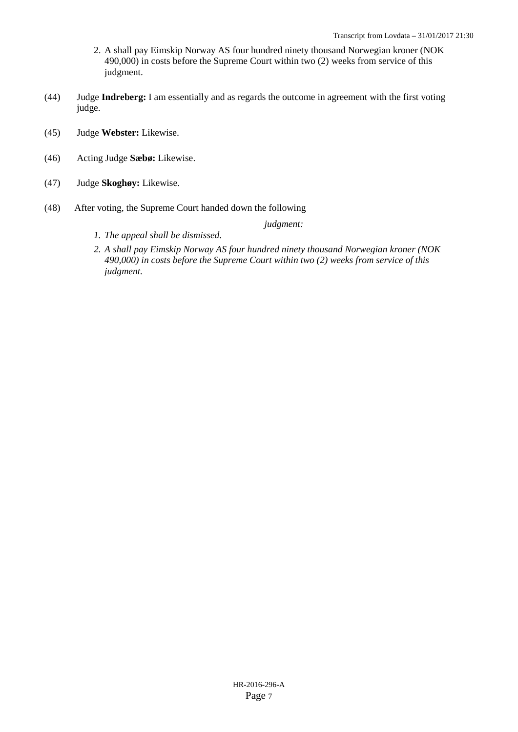2. A shall pay Eimskip Norway AS four hundred ninety thousand Norwegian kroner (NOK 490,000) in costs before the Supreme Court within two (2) weeks from service of this judgment.

(44) Judge **Indreberg:** I am essentially and as regards the outcome in agreement with the first voting judge.

(45) Judge **Webster:** Likewise.

(46) Acting Judge **Sæbø:** Likewise.

(47) Judge **Skoghøy:** Likewise.

(48) After voting, the Supreme Court handed down the following

*judgment:*

1. *The appeal shall be dismissed.*
2. *A shall pay Eimskip Norway AS four hundred ninety thousand Norwegian kroner (NOK 490,000) in costs before the Supreme Court within two (2) weeks from service of this judgment.*